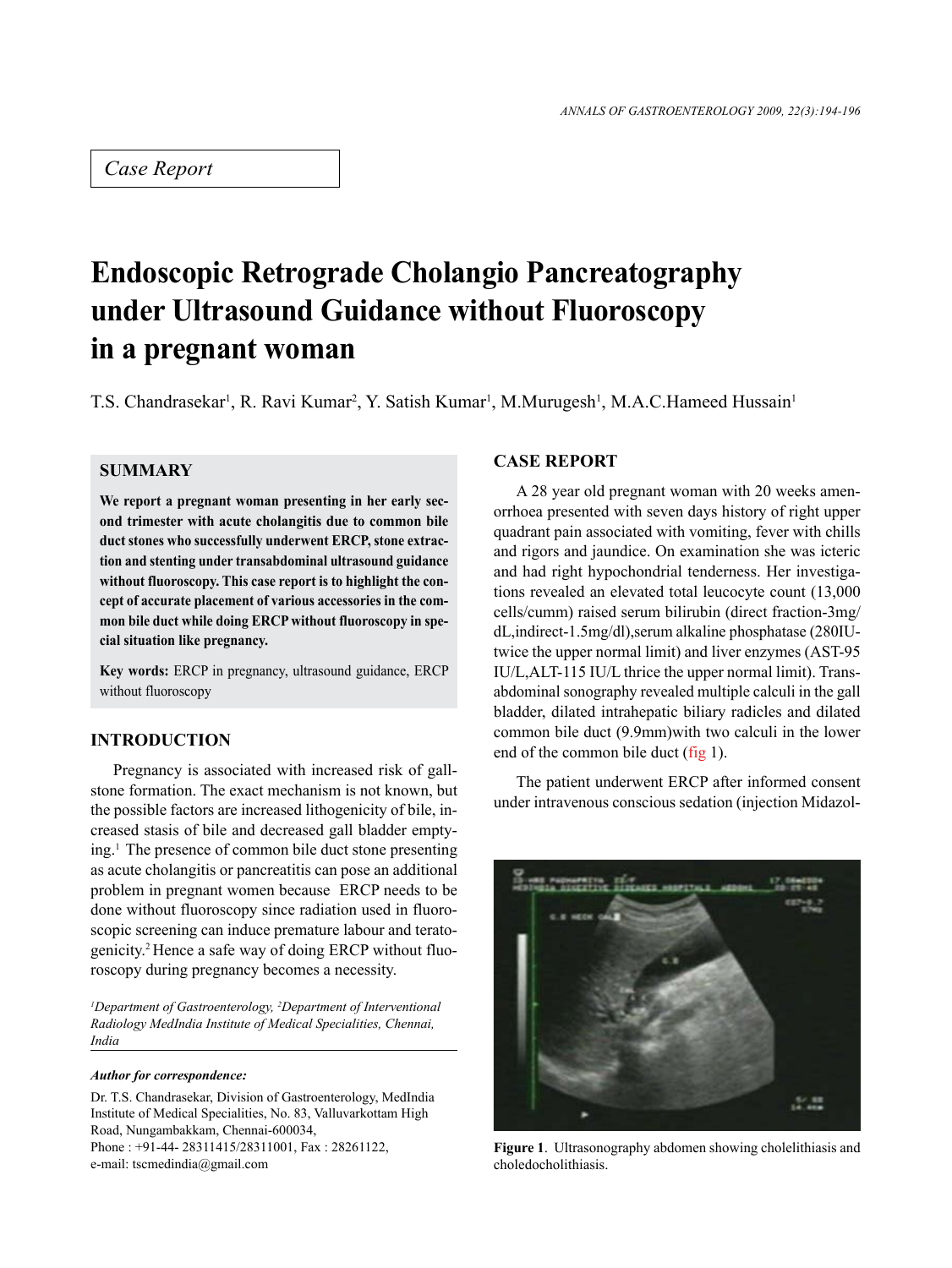*Case Report*

# Endoscopic Retrograde Cholangio Pancreatography under Ultrasound Guidance without Fluoroscopy in a pregnant woman

T.S. Chandrasekar[1], R. Ravi Kumar[2], Y. Satish Kumar[1], M.Murugesh[1], M.A.C.Hameed Hussain[1]

## SUMMARY

**We report a pregnant woman presenting in her early second trimester with acute cholangitis due to common bile duct stones who successfully underwent ERCP, stone extraction and stenting under transabdominal ultrasound guidance without fluoroscopy. This case report is to highlight the concept of accurate placement of various accessories in the common bile duct while doing ERCP without fluoroscopy in special situation like pregnancy.**

**Key words:** ERCP in pregnancy, ultrasound guidance, ERCP without fluoroscopy

## INTRODUCTION

Pregnancy is associated with increased risk of gallstone formation. The exact mechanism is not known, but the possible factors are increased lithogenicity of bile, increased stasis of bile and decreased gall bladder emptying.[1] The presence of common bile duct stone presenting as acute cholangitis or pancreatitis can pose an additional problem in pregnant women because ERCP needs to be done without fluoroscopy since radiation used in fluoroscopic screening can induce premature labour and teratogenicity.[2] Hence a safe way of doing ERCP without fluoroscopy during pregnancy becomes a necessity.

*[1]Department of Gastroenterology, [2]Department of Interventional Radiology MedIndia Institute of Medical Specialities, Chennai, India*

***Author for correspondence:***

Dr. T.S. Chandrasekar, Division of Gastroenterology, MedIndia Institute of Medical Specialities, No. 83, Valluvarkottam High Road, Nungambakkam, Chennai-600034,
Phone : +91-44- 28311415/28311001, Fax : 28261122,
e-mail: tscmedindia@gmail.com

## CASE REPORT

A 28 year old pregnant woman with 20 weeks amenorrhoea presented with seven days history of right upper quadrant pain associated with vomiting, fever with chills and rigors and jaundice. On examination she was icteric and had right hypochondrial tenderness. Her investigations revealed an elevated total leucocyte count (13,000 cells/cumm) raised serum bilirubin (direct fraction-3mg/dL,indirect-1.5mg/dl),serum alkaline phosphatase (280IU-twice the upper normal limit) and liver enzymes (AST-95 IU/L,ALT-115 IU/L thrice the upper normal limit). Transabdominal sonography revealed multiple calculi in the gall bladder, dilated intrahepatic biliary radicles and dilated common bile duct (9.9mm)with two calculi in the lower end of the common bile duct (fig 1).

The patient underwent ERCP after informed consent under intravenous conscious sedation (injection Midazol-

**Figure 1**. Ultrasonography abdomen showing cholelithiasis and choledocholithiasis.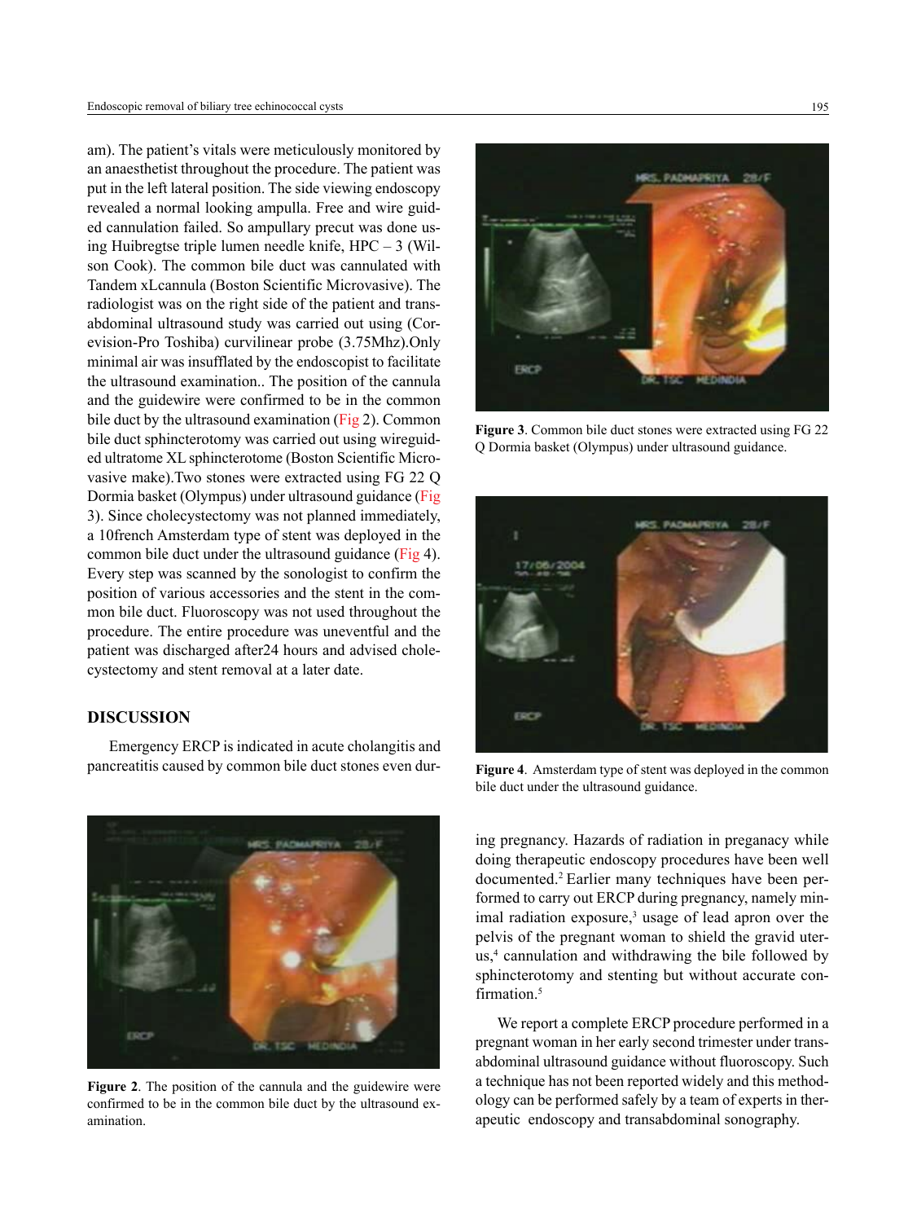am). The patient's vitals were meticulously monitored by an anaesthetist throughout the procedure. The patient was put in the left lateral position. The side viewing endoscopy revealed a normal looking ampulla. Free and wire guided cannulation failed. So ampullary precut was done using Huibregtse triple lumen needle knife, HPC – 3 (Wilson Cook). The common bile duct was cannulated with Tandem xLcannula (Boston Scientific Microvasive). The radiologist was on the right side of the patient and transabdominal ultrasound study was carried out using (Corevision-Pro Toshiba) curvilinear probe (3.75Mhz).Only minimal air was insufflated by the endoscopist to facilitate the ultrasound examination.. The position of the cannula and the guidewire were confirmed to be in the common bile duct by the ultrasound examination (Fig 2). Common bile duct sphincterotomy was carried out using wireguided ultratome XL sphincterotome (Boston Scientific Microvasive make).Two stones were extracted using FG 22 Q Dormia basket (Olympus) under ultrasound guidance (Fig 3). Since cholecystectomy was not planned immediately, a 10french Amsterdam type of stent was deployed in the common bile duct under the ultrasound guidance (Fig 4). Every step was scanned by the sonologist to confirm the position of various accessories and the stent in the common bile duct. Fluoroscopy was not used throughout the procedure. The entire procedure was uneventful and the patient was discharged after24 hours and advised cholecystectomy and stent removal at a later date.

## DISCUSSION

Emergency ERCP is indicated in acute cholangitis and pancreatitis caused by common bile duct stones even during pregnancy. Hazards of radiation in preganacy while doing therapeutic endoscopy procedures have been well documented.[2] Earlier many techniques have been performed to carry out ERCP during pregnancy, namely minimal radiation exposure,[3] usage of lead apron over the pelvis of the pregnant woman to shield the gravid uterus,[4] cannulation and withdrawing the bile followed by sphincterotomy and stenting but without accurate confirmation.[5]

We report a complete ERCP procedure performed in a pregnant woman in her early second trimester under transabdominal ultrasound guidance without fluoroscopy. Such a technique has not been reported widely and this methodology can be performed safely by a team of experts in therapeutic endoscopy and transabdominal sonography.

**Figure 2**. The position of the cannula and the guidewire were confirmed to be in the common bile duct by the ultrasound examination.

**Figure 3**. Common bile duct stones were extracted using FG 22 Q Dormia basket (Olympus) under ultrasound guidance.

**Figure 4**. Amsterdam type of stent was deployed in the common bile duct under the ultrasound guidance.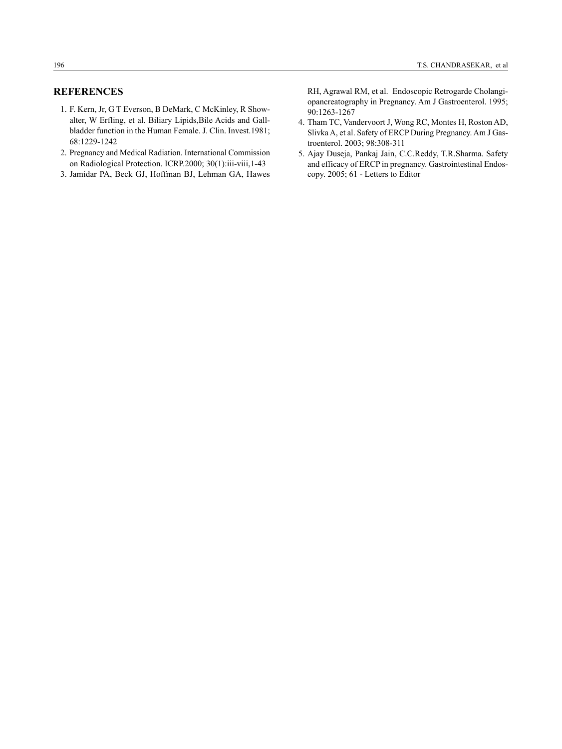## REFERENCES

1. F. Kern, Jr, G T Everson, B DeMark, C McKinley, R Showalter, W Erfling, et al. Biliary Lipids,Bile Acids and Gallbladder function in the Human Female. J. Clin. Invest.1981; 68:1229-1242
2. Pregnancy and Medical Radiation. International Commission on Radiological Protection. ICRP.2000; 30(1):iii-viii,1-43
3. Jamidar PA, Beck GJ, Hoffman BJ, Lehman GA, Hawes RH, Agrawal RM, et al. Endoscopic Retrogarde Cholangiopancreatography in Pregnancy. Am J Gastroenterol. 1995; 90:1263-1267
4. Tham TC, Vandervoort J, Wong RC, Montes H, Roston AD, Slivka A, et al. Safety of ERCP During Pregnancy. Am J Gastroenterol. 2003; 98:308-311
5. Ajay Duseja, Pankaj Jain, C.C.Reddy, T.R.Sharma. Safety and efficacy of ERCP in pregnancy. Gastrointestinal Endoscopy. 2005; 61 - Letters to Editor